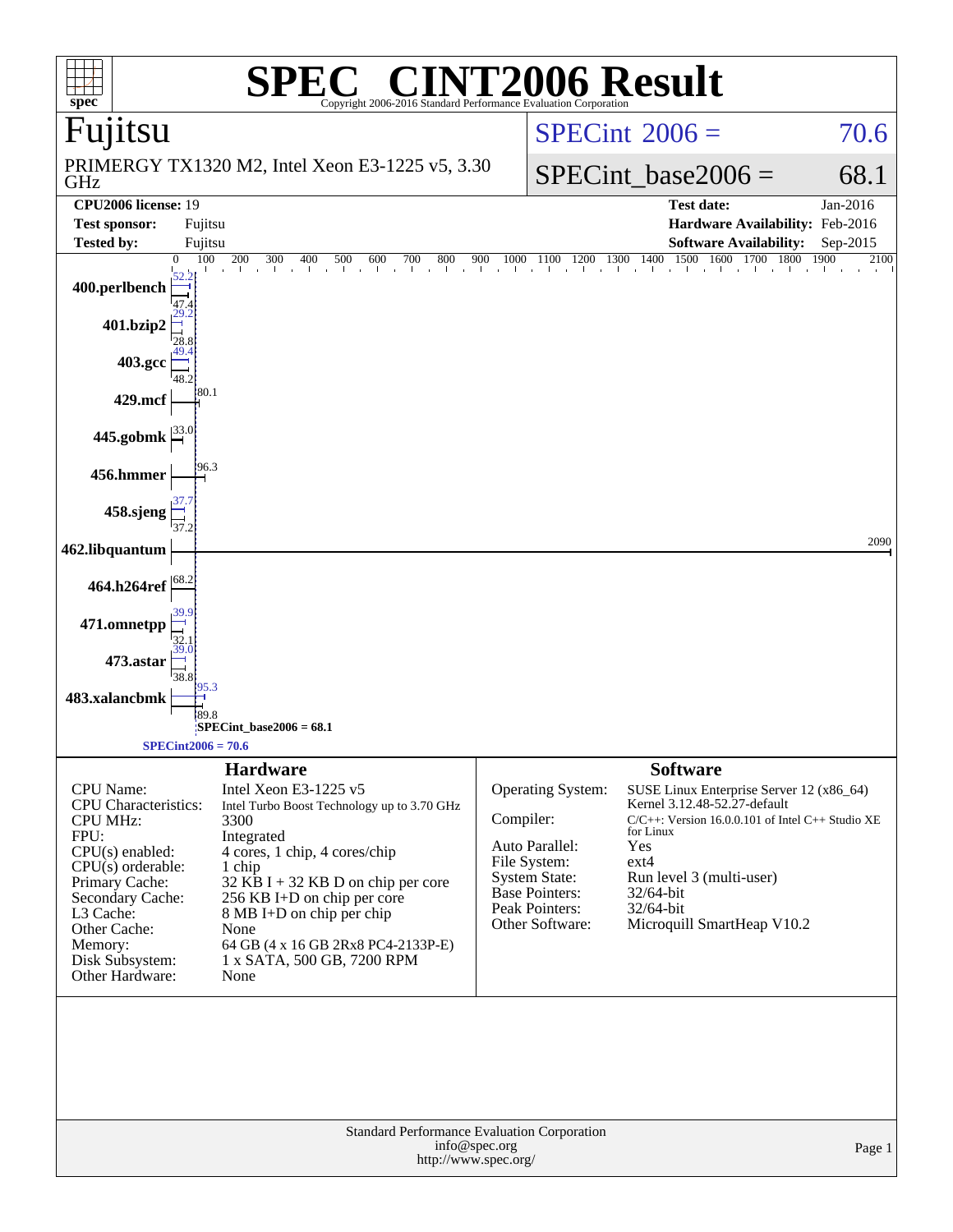# SPEC® CINT2006 Result

Copyright 2006-2016 Standard Performance Evaluation Corporation

## Fujitsu

PRIMERGY TX1320 M2, Intel Xeon E3-1225 v5, 3.30 GHz

SPECint 2006 = 70.6

SPECint_base2006 = 68.1

| | | | |
|---|---|---|---|
| **CPU2006 license:** 19 | | **Test date:** | Jan-2016 |
| **Test sponsor:** | Fujitsu | **Hardware Availability:** | Feb-2016 |
| **Tested by:** | Fujitsu | **Software Availability:** | Sep-2015 |

| Benchmark | Peak | Base |
|---|---|---|
| 400.perlbench | 52.2 | 47.4 |
| 401.bzip2 | 29.2 | 28.8 |
| 403.gcc | 49.4 | 48.2 |
| 429.mcf | | 80.1 |
| 445.gobmk | | 33.0 |
| 456.hmmer | | 96.3 |
| 458.sjeng | 37.7 | 37.2 |
| 462.libquantum | | 2090 |
| 464.h264ref | | 68.2 |
| 471.omnetpp | 39.9 | 32.1 |
| 473.astar | 39.0 | 38.8 |
| 483.xalancbmk | 95.3 | 89.8 |

SPECint_base2006 = 68.1

SPECint2006 = 70.6

## Hardware

| | |
|---|---|
| CPU Name: | Intel Xeon E3-1225 v5 |
| CPU Characteristics: | Intel Turbo Boost Technology up to 3.70 GHz |
| CPU MHz: | 3300 |
| FPU: | Integrated |
| CPU(s) enabled: | 4 cores, 1 chip, 4 cores/chip |
| CPU(s) orderable: | 1 chip |
| Primary Cache: | 32 KB I + 32 KB D on chip per core |
| Secondary Cache: | 256 KB I+D on chip per core |
| L3 Cache: | 8 MB I+D on chip per chip |
| Other Cache: | None |
| Memory: | 64 GB (4 x 16 GB 2Rx8 PC4-2133P-E) |
| Disk Subsystem: | 1 x SATA, 500 GB, 7200 RPM |
| Other Hardware: | None |

## Software

| | |
|---|---|
| Operating System: | SUSE Linux Enterprise Server 12 (x86_64) Kernel 3.12.48-52.27-default |
| Compiler: | C/C++: Version 16.0.0.101 of Intel C++ Studio XE for Linux |
| Auto Parallel: | Yes |
| File System: | ext4 |
| System State: | Run level 3 (multi-user) |
| Base Pointers: | 32/64-bit |
| Peak Pointers: | 32/64-bit |
| Other Software: | Microquill SmartHeap V10.2 |

Standard Performance Evaluation Corporation
info@spec.org
http://www.spec.org/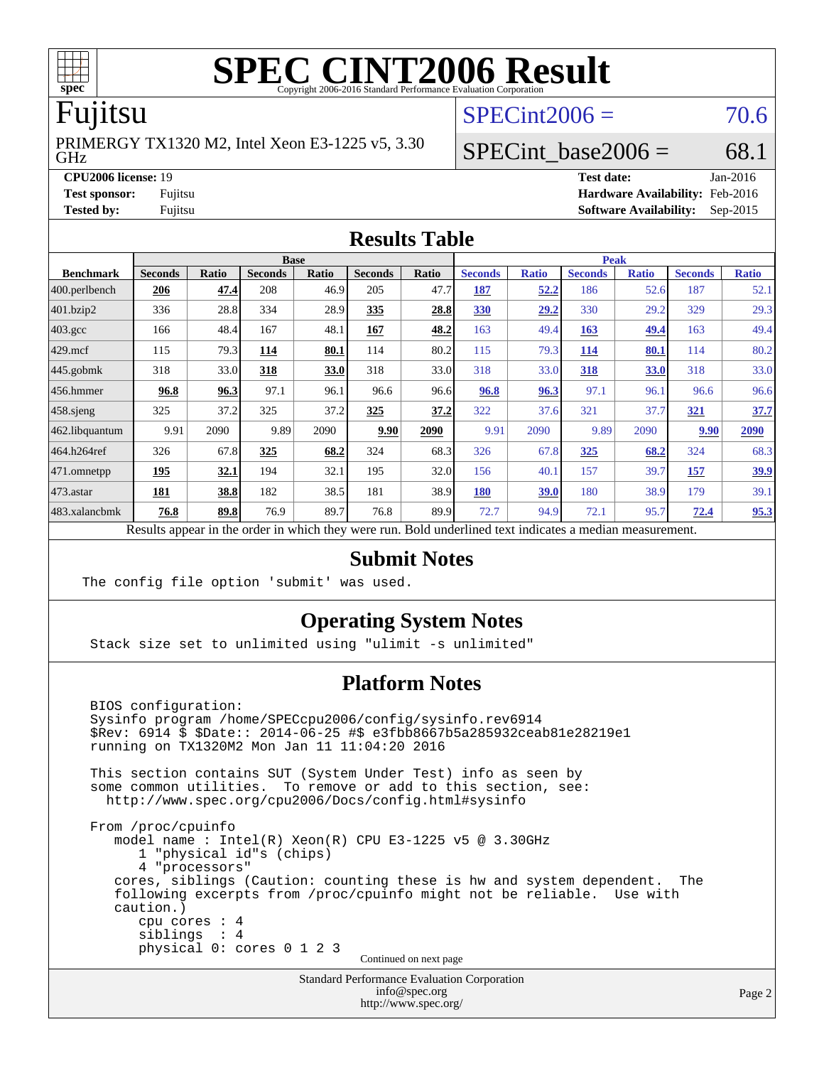# SPEC CINT2006 Result

Copyright 2006-2016 Standard Performance Evaluation Corporation

## Fujitsu

PRIMERGY TX1320 M2, Intel Xeon E3-1225 v5, 3.30 GHz

SPECint2006 = 70.6

SPECint_base2006 = 68.1

**CPU2006 license:** 19
**Test sponsor:** Fujitsu
**Tested by:** Fujitsu

**Test date:** Jan-2016
**Hardware Availability:** Feb-2016
**Software Availability:** Sep-2015

## Results Table

| Benchmark | Base | | | | | | Peak | | | | | |
|---|---|---|---|---|---|---|---|---|---|---|---|---|
| | Seconds | Ratio | Seconds | Ratio | Seconds | Ratio | Seconds | Ratio | Seconds | Ratio | Seconds | Ratio |
| 400.perlbench | **206** | **47.4** | 208 | 46.9 | 205 | 47.7 | **187** | **52.2** | 186 | 52.6 | 187 | 52.1 |
| 401.bzip2 | 336 | 28.8 | 334 | 28.9 | **335** | **28.8** | **330** | **29.2** | 330 | 29.2 | 329 | 29.3 |
| 403.gcc | 166 | 48.4 | 167 | 48.1 | **167** | **48.2** | 163 | 49.4 | **163** | **49.4** | 163 | 49.4 |
| 429.mcf | 115 | 79.3 | **114** | **80.1** | 114 | 80.2 | 115 | 79.3 | **114** | **80.1** | 114 | 80.2 |
| 445.gobmk | 318 | 33.0 | **318** | **33.0** | 318 | 33.0 | 318 | 33.0 | **318** | **33.0** | 318 | 33.0 |
| 456.hmmer | **96.8** | **96.3** | 97.1 | 96.1 | 96.6 | 96.6 | **96.8** | **96.3** | 97.1 | 96.1 | 96.6 | 96.6 |
| 458.sjeng | 325 | 37.2 | 325 | 37.2 | **325** | **37.2** | 322 | 37.6 | 321 | 37.7 | **321** | **37.7** |
| 462.libquantum | 9.91 | 2090 | 9.89 | 2090 | **9.90** | **2090** | 9.91 | 2090 | 9.89 | 2090 | **9.90** | **2090** |
| 464.h264ref | 326 | 67.8 | **325** | **68.2** | 324 | 68.3 | 326 | 67.8 | **325** | **68.2** | 324 | 68.3 |
| 471.omnetpp | **195** | **32.1** | 194 | 32.1 | 195 | 32.0 | 156 | 40.1 | 157 | 39.7 | **157** | **39.9** |
| 473.astar | **181** | **38.8** | 182 | 38.5 | 181 | 38.9 | **180** | **39.0** | 180 | 38.9 | 179 | 39.1 |
| 483.xalancbmk | **76.8** | **89.8** | 76.9 | 89.7 | 76.8 | 89.9 | 72.7 | 94.9 | 72.1 | 95.7 | **72.4** | **95.3** |

Results appear in the order in which they were run. Bold underlined text indicates a median measurement.

## Submit Notes

```
The config file option 'submit' was used.
```

## Operating System Notes

```
Stack size set to unlimited using "ulimit -s unlimited"
```

## Platform Notes

```
BIOS configuration:
Sysinfo program /home/SPECcpu2006/config/sysinfo.rev6914
$Rev: 6914 $ $Date:: 2014-06-25 #$ e3fbb8667b5a285932ceab81e28219e1
running on TX1320M2 Mon Jan 11 11:04:20 2016

This section contains SUT (System Under Test) info as seen by
some common utilities.  To remove or add to this section, see:
  http://www.spec.org/cpu2006/Docs/config.html#sysinfo

From /proc/cpuinfo
   model name : Intel(R) Xeon(R) CPU E3-1225 v5 @ 3.30GHz
      1 "physical id"s (chips)
      4 "processors"
   cores, siblings (Caution: counting these is hw and system dependent.  The
   following excerpts from /proc/cpuinfo might not be reliable.  Use with
   caution.)
      cpu cores : 4
      siblings  : 4
      physical 0: cores 0 1 2 3
```

Continued on next page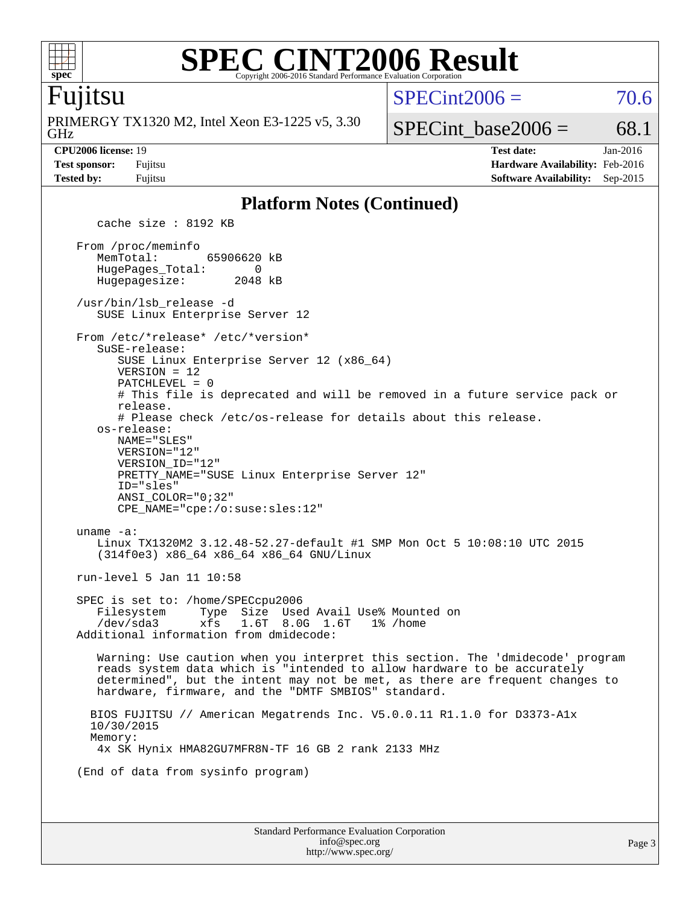## Platform Notes (Continued)

```
   cache size : 8192 KB

From /proc/meminfo
   MemTotal:       65906620 kB
   HugePages_Total:       0
   Hugepagesize:       2048 kB

/usr/bin/lsb_release -d
   SUSE Linux Enterprise Server 12

From /etc/*release* /etc/*version*
   SuSE-release:
      SUSE Linux Enterprise Server 12 (x86_64)
      VERSION = 12
      PATCHLEVEL = 0
      # This file is deprecated and will be removed in a future service pack or
      release.
      # Please check /etc/os-release for details about this release.
   os-release:
      NAME="SLES"
      VERSION="12"
      VERSION_ID="12"
      PRETTY_NAME="SUSE Linux Enterprise Server 12"
      ID="sles"
      ANSI_COLOR="0;32"
      CPE_NAME="cpe:/o:suse:sles:12"

uname -a:
   Linux TX1320M2 3.12.48-52.27-default #1 SMP Mon Oct 5 10:08:10 UTC 2015
   (314f0e3) x86_64 x86_64 x86_64 GNU/Linux

run-level 5 Jan 11 10:58

SPEC is set to: /home/SPECcpu2006
   Filesystem     Type  Size  Used Avail Use% Mounted on
   /dev/sda3      xfs   1.6T  8.0G  1.6T   1% /home
Additional information from dmidecode:

   Warning: Use caution when you interpret this section. The 'dmidecode' program
   reads system data which is "intended to allow hardware to be accurately
   determined", but the intent may not be met, as there are frequent changes to
   hardware, firmware, and the "DMTF SMBIOS" standard.

  BIOS FUJITSU // American Megatrends Inc. V5.0.0.11 R1.1.0 for D3373-A1x
  10/30/2015
  Memory:
   4x SK Hynix HMA82GU7MFR8N-TF 16 GB 2 rank 2133 MHz

(End of data from sysinfo program)
```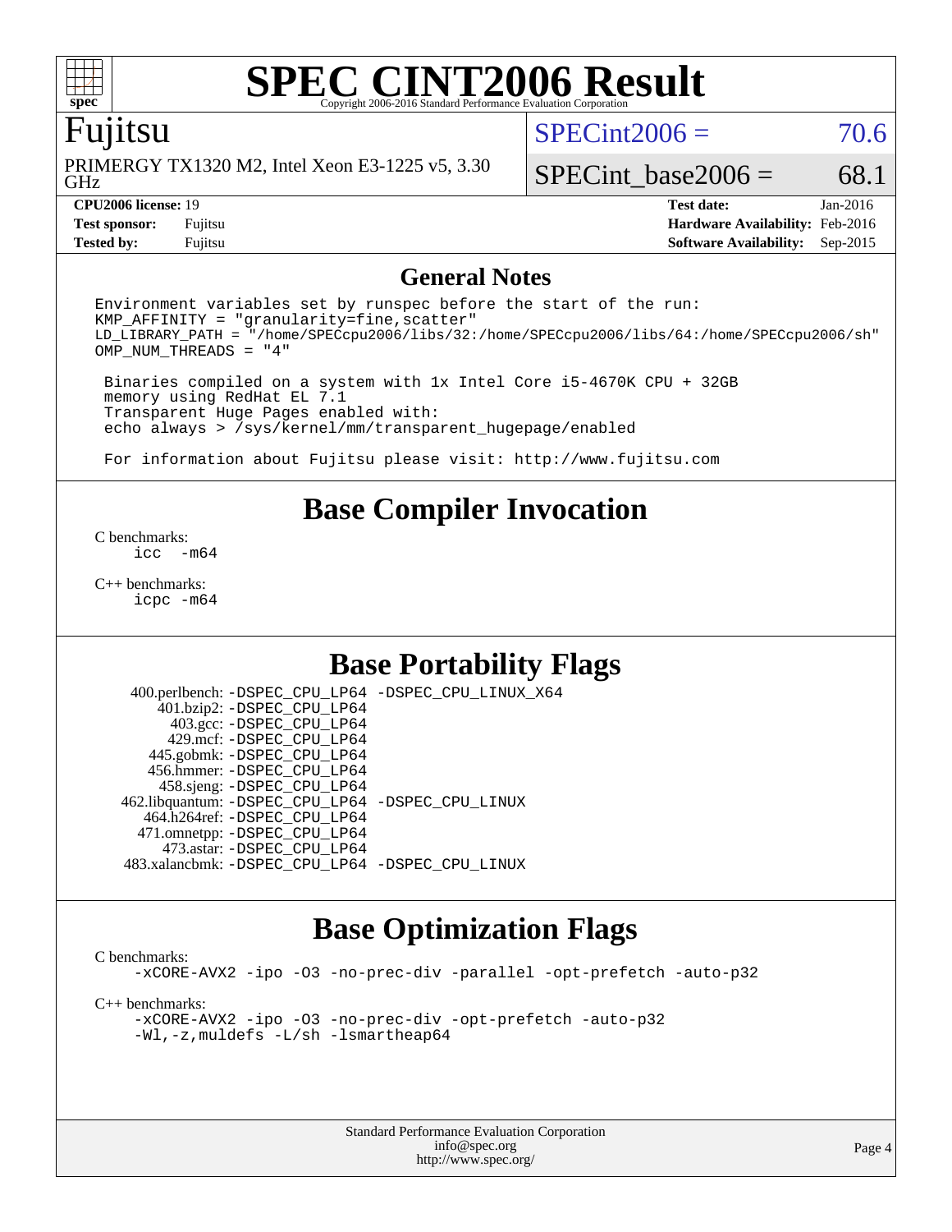# SPEC CINT2006 Result

Copyright 2006-2016 Standard Performance Evaluation Corporation

## Fujitsu

PRIMERGY TX1320 M2, Intel Xeon E3-1225 v5, 3.30 GHz

SPECint2006 = 70.6

SPECint_base2006 = 68.1

| | | | |
|---|---|---|---|
| **CPU2006 license:** 19 | | **Test date:** | Jan-2016 |
| **Test sponsor:** | Fujitsu | **Hardware Availability:** | Feb-2016 |
| **Tested by:** | Fujitsu | **Software Availability:** | Sep-2015 |

## General Notes

```
Environment variables set by runspec before the start of the run:
KMP_AFFINITY = "granularity=fine,scatter"
LD_LIBRARY_PATH = "/home/SPECcpu2006/libs/32:/home/SPECcpu2006/libs/64:/home/SPECcpu2006/sh"
OMP_NUM_THREADS = "4"

 Binaries compiled on a system with 1x Intel Core i5-4670K CPU + 32GB
 memory using RedHat EL 7.1
 Transparent Huge Pages enabled with:
 echo always > /sys/kernel/mm/transparent_hugepage/enabled

 For information about Fujitsu please visit: http://www.fujitsu.com
```

## Base Compiler Invocation

C benchmarks:
```
icc  -m64
```

C++ benchmarks:
```
icpc -m64
```

## Base Portability Flags

| | |
|---|---|
| 400.perlbench: | -DSPEC_CPU_LP64 -DSPEC_CPU_LINUX_X64 |
| 401.bzip2: | -DSPEC_CPU_LP64 |
| 403.gcc: | -DSPEC_CPU_LP64 |
| 429.mcf: | -DSPEC_CPU_LP64 |
| 445.gobmk: | -DSPEC_CPU_LP64 |
| 456.hmmer: | -DSPEC_CPU_LP64 |
| 458.sjeng: | -DSPEC_CPU_LP64 |
| 462.libquantum: | -DSPEC_CPU_LP64 -DSPEC_CPU_LINUX |
| 464.h264ref: | -DSPEC_CPU_LP64 |
| 471.omnetpp: | -DSPEC_CPU_LP64 |
| 473.astar: | -DSPEC_CPU_LP64 |
| 483.xalancbmk: | -DSPEC_CPU_LP64 -DSPEC_CPU_LINUX |

## Base Optimization Flags

C benchmarks:
```
-xCORE-AVX2 -ipo -O3 -no-prec-div -parallel -opt-prefetch -auto-p32
```

C++ benchmarks:
```
-xCORE-AVX2 -ipo -O3 -no-prec-div -opt-prefetch -auto-p32
-Wl,-z,muldefs -L/sh -lsmartheap64
```

Standard Performance Evaluation Corporation
info@spec.org
http://www.spec.org/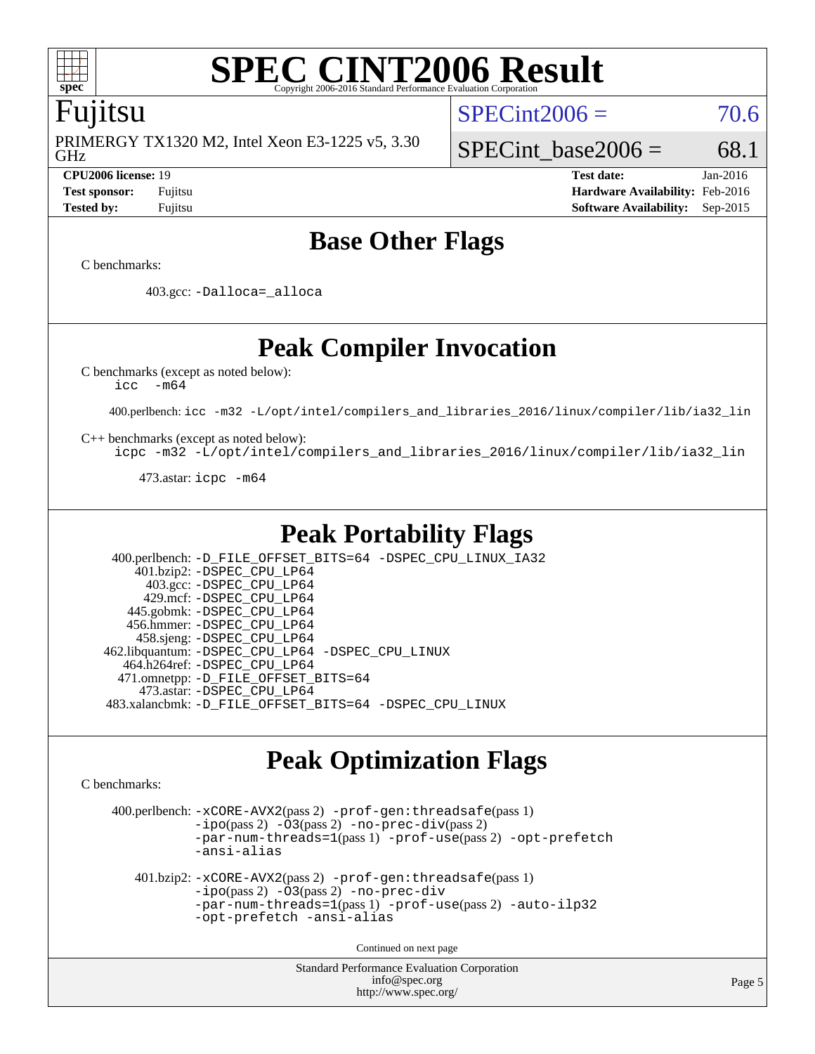# SPEC CINT2006 Result

Copyright 2006-2016 Standard Performance Evaluation Corporation

## Fujitsu

PRIMERGY TX1320 M2, Intel Xeon E3-1225 v5, 3.30 GHz

SPECint2006 = 70.6

SPECint_base2006 = 68.1

| | | | |
|---|---|---|---|
| **CPU2006 license:** 19 | | **Test date:** | Jan-2016 |
| **Test sponsor:** | Fujitsu | **Hardware Availability:** | Feb-2016 |
| **Tested by:** | Fujitsu | **Software Availability:** | Sep-2015 |

## Base Other Flags

C benchmarks:

403.gcc: `-Dalloca=_alloca`

## Peak Compiler Invocation

C benchmarks (except as noted below):
`icc -m64`

400.perlbench: `icc -m32 -L/opt/intel/compilers_and_libraries_2016/linux/compiler/lib/ia32_lin`

C++ benchmarks (except as noted below):
`icpc -m32 -L/opt/intel/compilers_and_libraries_2016/linux/compiler/lib/ia32_lin`

473.astar: `icpc -m64`

## Peak Portability Flags

400.perlbench: `-D_FILE_OFFSET_BITS=64 -DSPEC_CPU_LINUX_IA32`
401.bzip2: `-DSPEC_CPU_LP64`
403.gcc: `-DSPEC_CPU_LP64`
429.mcf: `-DSPEC_CPU_LP64`
445.gobmk: `-DSPEC_CPU_LP64`
456.hmmer: `-DSPEC_CPU_LP64`
458.sjeng: `-DSPEC_CPU_LP64`
462.libquantum: `-DSPEC_CPU_LP64 -DSPEC_CPU_LINUX`
464.h264ref: `-DSPEC_CPU_LP64`
471.omnetpp: `-D_FILE_OFFSET_BITS=64`
473.astar: `-DSPEC_CPU_LP64`
483.xalancbmk: `-D_FILE_OFFSET_BITS=64 -DSPEC_CPU_LINUX`

## Peak Optimization Flags

C benchmarks:

400.perlbench: `-xCORE-AVX2`(pass 2) `-prof-gen:threadsafe`(pass 1) `-ipo`(pass 2) `-O3`(pass 2) `-no-prec-div`(pass 2) `-par-num-threads=1`(pass 1) `-prof-use`(pass 2) `-opt-prefetch` `-ansi-alias`

401.bzip2: `-xCORE-AVX2`(pass 2) `-prof-gen:threadsafe`(pass 1) `-ipo`(pass 2) `-O3`(pass 2) `-no-prec-div` `-par-num-threads=1`(pass 1) `-prof-use`(pass 2) `-auto-ilp32` `-opt-prefetch` `-ansi-alias`

Continued on next page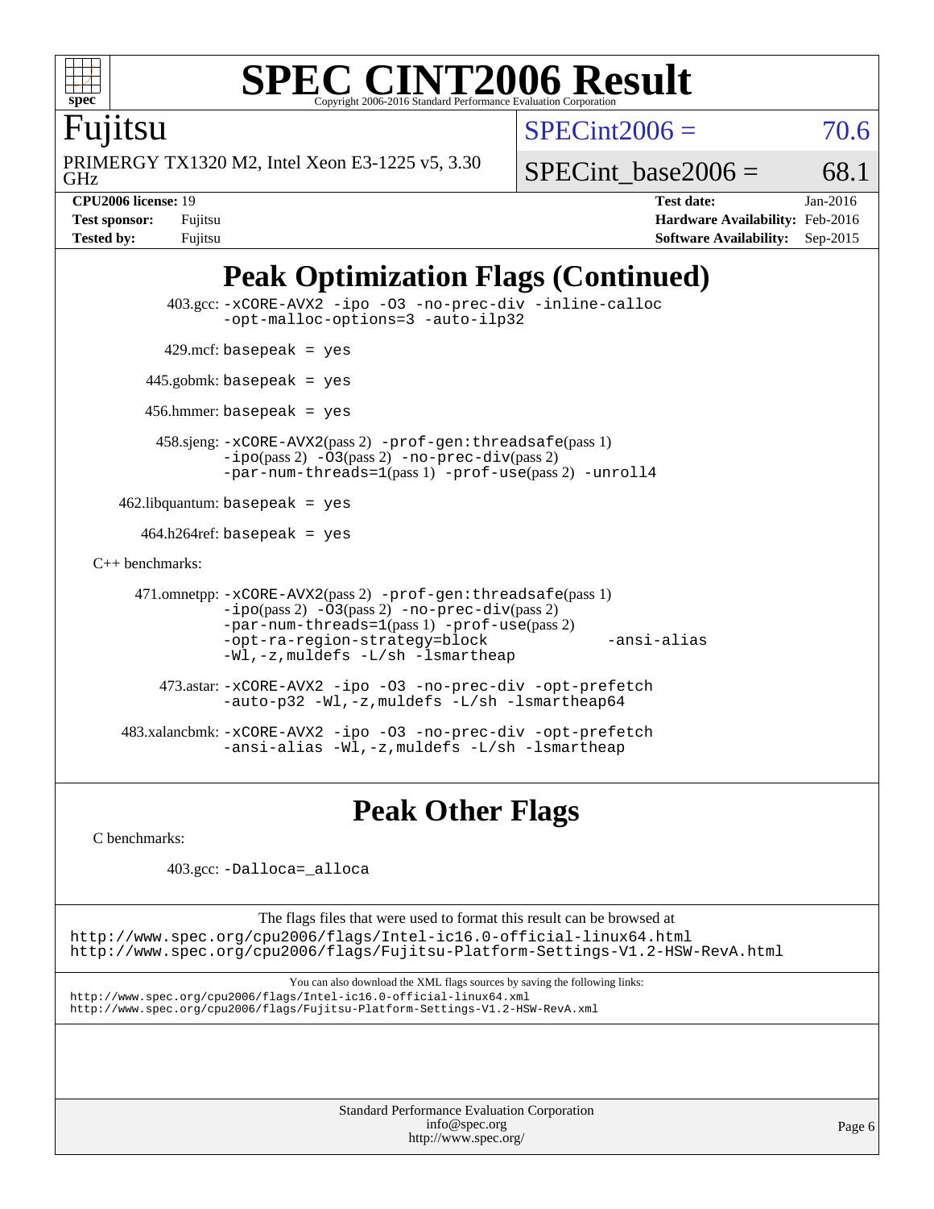# SPEC CINT2006 Result

Copyright 2006-2016 Standard Performance Evaluation Corporation

**Fujitsu**

PRIMERGY TX1320 M2, Intel Xeon E3-1225 v5, 3.30 GHz

SPECint2006 = 70.6

SPECint_base2006 = 68.1

| | | | |
|---|---|---|---|
| **CPU2006 license:** | 19 | **Test date:** | Jan-2016 |
| **Test sponsor:** | Fujitsu | **Hardware Availability:** | Feb-2016 |
| **Tested by:** | Fujitsu | **Software Availability:** | Sep-2015 |

## Peak Optimization Flags (Continued)

403.gcc: `-xCORE-AVX2 -ipo -O3 -no-prec-div -inline-calloc -opt-malloc-options=3 -auto-ilp32`

429.mcf: `basepeak = yes`

445.gobmk: `basepeak = yes`

456.hmmer: `basepeak = yes`

458.sjeng: `-xCORE-AVX2`(pass 2) `-prof-gen:threadsafe`(pass 1) `-ipo`(pass 2) `-O3`(pass 2) `-no-prec-div`(pass 2) `-par-num-threads=1`(pass 1) `-prof-use`(pass 2) `-unroll4`

462.libquantum: `basepeak = yes`

464.h264ref: `basepeak = yes`

C++ benchmarks:

471.omnetpp: `-xCORE-AVX2`(pass 2) `-prof-gen:threadsafe`(pass 1) `-ipo`(pass 2) `-O3`(pass 2) `-no-prec-div`(pass 2) `-par-num-threads=1`(pass 1) `-prof-use`(pass 2) `-opt-ra-region-strategy=block -ansi-alias -Wl,-z,muldefs -L/sh -lsmartheap`

473.astar: `-xCORE-AVX2 -ipo -O3 -no-prec-div -opt-prefetch -auto-p32 -Wl,-z,muldefs -L/sh -lsmartheap64`

483.xalancbmk: `-xCORE-AVX2 -ipo -O3 -no-prec-div -opt-prefetch -ansi-alias -Wl,-z,muldefs -L/sh -lsmartheap`

## Peak Other Flags

C benchmarks:

403.gcc: `-Dalloca=_alloca`

The flags files that were used to format this result can be browsed at
http://www.spec.org/cpu2006/flags/Intel-ic16.0-official-linux64.html
http://www.spec.org/cpu2006/flags/Fujitsu-Platform-Settings-V1.2-HSW-RevA.html

You can also download the XML flags sources by saving the following links:
http://www.spec.org/cpu2006/flags/Intel-ic16.0-official-linux64.xml
http://www.spec.org/cpu2006/flags/Fujitsu-Platform-Settings-V1.2-HSW-RevA.xml

Standard Performance Evaluation Corporation
info@spec.org
http://www.spec.org/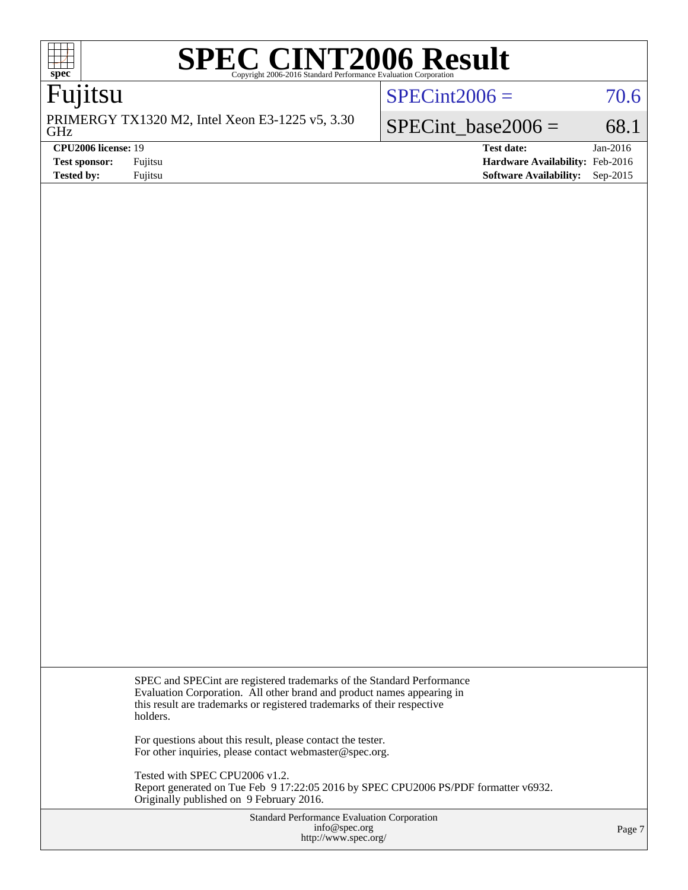SPEC and SPECint are registered trademarks of the Standard Performance Evaluation Corporation. All other brand and product names appearing in this result are trademarks or registered trademarks of their respective holders.

For questions about this result, please contact the tester.
For other inquiries, please contact webmaster@spec.org.

Tested with SPEC CPU2006 v1.2.
Report generated on Tue Feb 9 17:22:05 2016 by SPEC CPU2006 PS/PDF formatter v6932.
Originally published on 9 February 2016.